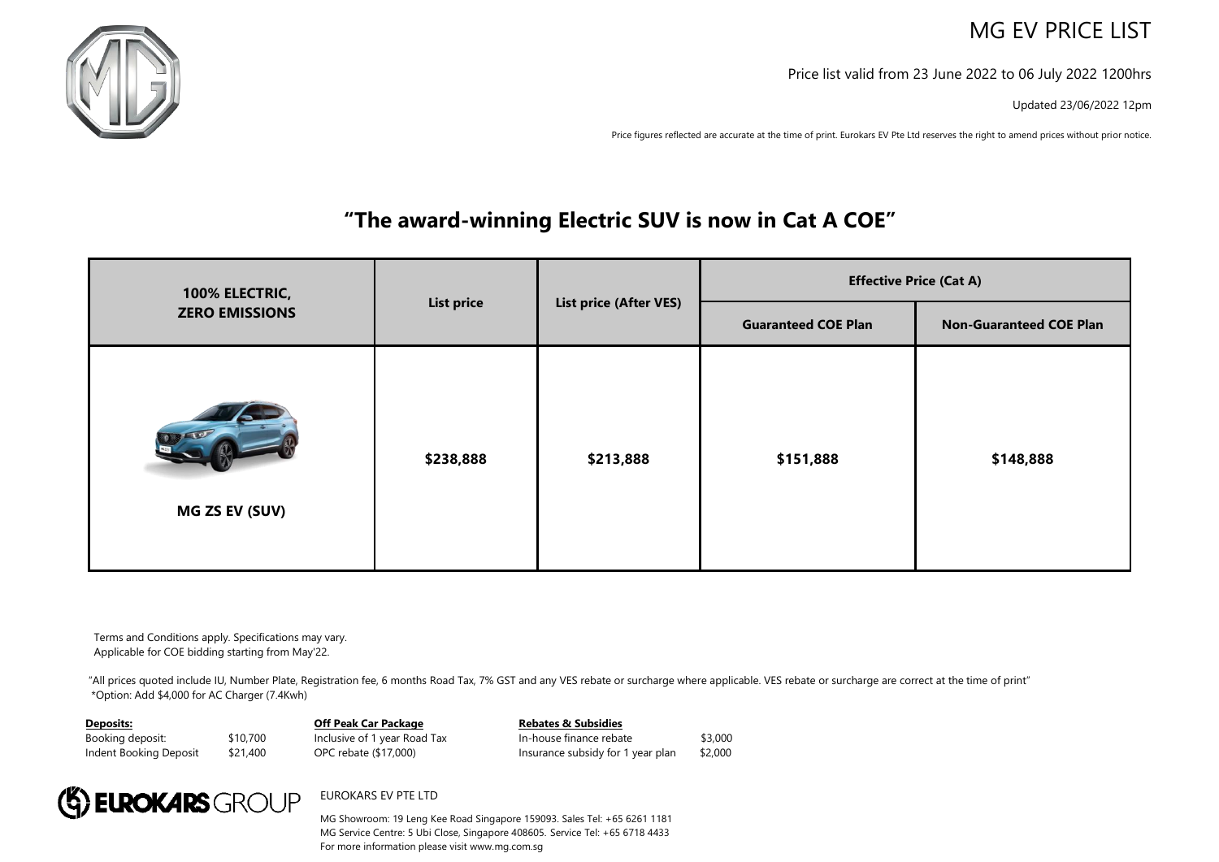# MG EV PRICE LIST

Price list valid from 23 June 2022 to 06 July 2022 1200hrs

Updated 23/06/2022 12pm

Price figures reflected are accurate at the time of print. Eurokars EV Pte Ltd reserves the right to amend prices without prior notice.

## "The award-winning Electric SUV is now in Cat A COE"

| 100% ELECTRIC, ZERO EMISSIONS | List price | List price (After VES) | Effective Price (Cat A) | |
|---|---|---|---|---|
| | | | Guaranteed COE Plan | Non-Guaranteed COE Plan |
| MG ZS EV (SUV) | $238,888 | $213,888 | $151,888 | $148,888 |

Terms and Conditions apply. Specifications may vary.
Applicable for COE bidding starting from May'22.

"All prices quoted include IU, Number Plate, Registration fee, 6 months Road Tax, 7% GST and any VES rebate or surcharge where applicable. VES rebate or surcharge are correct at the time of print"
*Option: Add $4,000 for AC Charger (7.4Kwh)

**Deposits:**

| | |
|---|---|
| Booking deposit: | $10,700 |
| Indent Booking Deposit | $21,400 |

**Off Peak Car Package**

Inclusive of 1 year Road Tax
OPC rebate ($17,000)

**Rebates & Subsidies**

| | |
|---|---|
| In-house finance rebate | $3,000 |
| Insurance subsidy for 1 year plan | $2,000 |

EUROKARS GROUP

EUROKARS EV PTE LTD

MG Showroom: 19 Leng Kee Road Singapore 159093. Sales Tel: +65 6261 1181
MG Service Centre: 5 Ubi Close, Singapore 408605. Service Tel: +65 6718 4433
For more information please visit www.mg.com.sg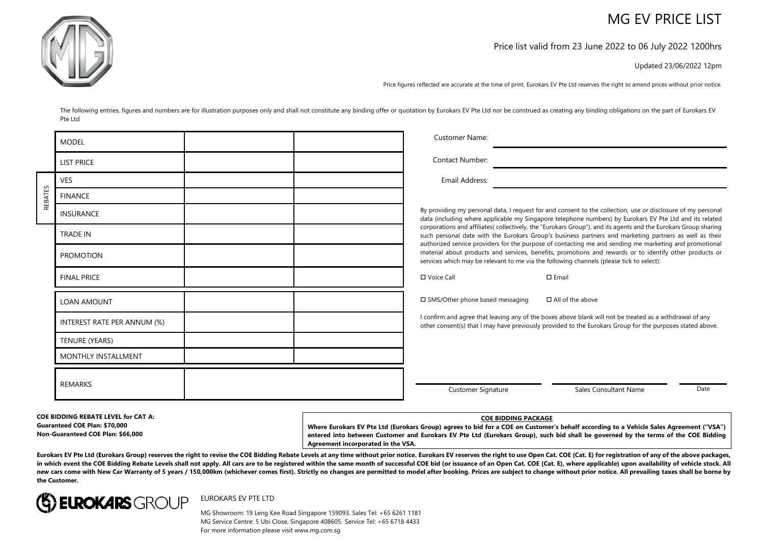# MG EV PRICE LIST

Price list valid from 23 June 2022 to 06 July 2022 1200hrs

Updated 23/06/2022 12pm

Price figures reflected are accurate at the time of print. Eurokars EV Pte Ltd reserves the right to amend prices without prior notice.

The following entries, figures and numbers are for illustration purposes only and shall not constitute any binding offer or quotation by Eurokars EV Pte Ltd nor be construed as creating any binding obligations on the part of Eurokars EV Pte Ltd

| | | | |
|---|---|---|---|
| | MODEL | | |
| | LIST PRICE | | |
| REBATES | VES | | |
| | FINANCE | | |
| | INSURANCE | | |
| | TRADE IN | | |
| | PROMOTION | | |
| | FINAL PRICE | | |
| | LOAN AMOUNT | | |
| | INTEREST RATE PER ANNUM (%) | | |
| | TENURE (YEARS) | | |
| | MONTHLY INSTALLMENT | | |
| | REMARKS | | |

Customer Name:

Contact Number:

Email Address:

By providing my personal data, I request for and consent to the collection, use or disclosure of my personal data (including where applicable my Singapore telephone numbers) by Eurokars EV Pte Ltd and its related corporations and affiliates( collectively, the "Eurokars Group"), and its agents and the Eurokars Group sharing such personal date with the Eurokars Group's business partners and marketing partners as well as their authorized service providers for the purpose of contacting me and sending me marketing and promotional material about products and services, benefits, promotions and rewards or to identify other products or services which may be relevant to me via the following channels (please tick to select):

☐ Voice Call ☐ Email

☐ SMS/Other phone based messaging ☐ All of the above

I confirm and agree that leaving any of the boxes above blank will not be treated as a withdrawal of any other consent(s) that I may have previously provided to the Eurokars Group for the purposes stated above.

Customer Signature Sales Consultant Name Date

**COE BIDDING REBATE LEVEL for CAT A:**
**Guaranteed COE Plan: $70,000**
**Non-Guaranteed COE Plan: $66,000**

**COE BIDDING PACKAGE**

**Where Eurokars EV Pte Ltd (Eurokars Group) agrees to bid for a COE on Customer's behalf according to a Vehicle Sales Agreement ("VSA") entered into between Customer and Eurokars EV Pte Ltd (Eurokars Group), such bid shall be governed by the terms of the COE Bidding Agreement incorporated in the VSA.**

**Eurokars EV Pte Ltd (Eurokars Group) reserves the right to revise the COE Bidding Rebate Levels at any time without prior notice. Eurokars EV reserves the right to use Open Cat. COE (Cat. E) for registration of any of the above packages, in which event the COE Bidding Rebate Levels shall not apply. All cars are to be registered within the same month of successful COE bid (or issuance of an Open Cat. COE (Cat. E), where applicable) upon availability of vehicle stock. All new cars come with New Car Warranty of 5 years / 150,000km (whichever comes first). Strictly no changes are permitted to model after booking. Prices are subject to change without prior notice. All prevailing taxes shall be borne by the Customer.**

EUROKARS GROUP

EUROKARS EV PTE LTD

MG Showroom: 19 Leng Kee Road Singapore 159093. Sales Tel: +65 6261 1181
MG Service Centre: 5 Ubi Close, Singapore 408605. Service Tel: +65 6718 4433
For more information please visit www.mg.com.sg